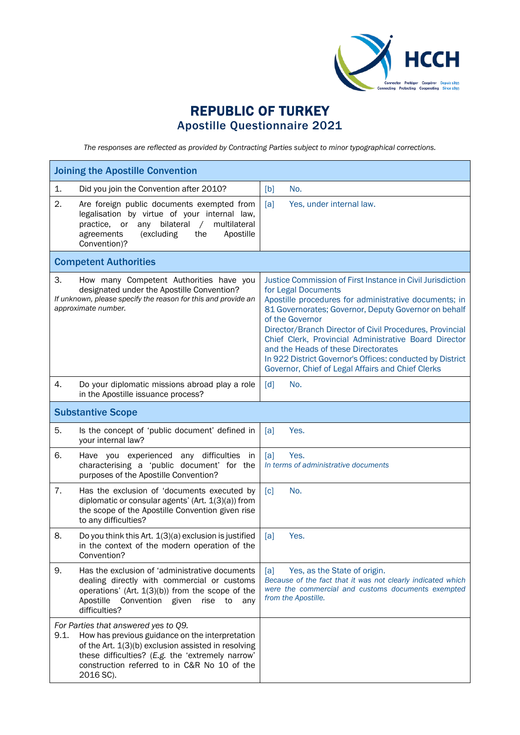# REPUBLIC OF TURKEY
## Apostille Questionnaire 2021

*The responses are reflected as provided by Contracting Parties subject to minor typographical corrections.*

| **Joining the Apostille Convention** | |
|---|---|
| 1. Did you join the Convention after 2010? | [b] No. |
| 2. Are foreign public documents exempted from legalisation by virtue of your internal law, practice, or any bilateral / multilateral agreements (excluding the Apostille Convention)? | [a] Yes, under internal law. |
| **Competent Authorities** | |
| 3. How many Competent Authorities have you designated under the Apostille Convention? *If unknown, please specify the reason for this and provide an approximate number.* | Justice Commission of First Instance in Civil Jurisdiction for Legal Documents<br>Apostille procedures for administrative documents; in 81 Governorates; Governor, Deputy Governor on behalf of the Governor<br>Director/Branch Director of Civil Procedures, Provincial Chief Clerk, Provincial Administrative Board Director and the Heads of these Directorates<br>In 922 District Governor's Offices: conducted by District Governor, Chief of Legal Affairs and Chief Clerks |
| 4. Do your diplomatic missions abroad play a role in the Apostille issuance process? | [d] No. |
| **Substantive Scope** | |
| 5. Is the concept of 'public document' defined in your internal law? | [a] Yes. |
| 6. Have you experienced any difficulties in characterising a 'public document' for the purposes of the Apostille Convention? | [a] Yes.<br>*In terms of administrative documents* |
| 7. Has the exclusion of 'documents executed by diplomatic or consular agents' (Art. 1(3)(a)) from the scope of the Apostille Convention given rise to any difficulties? | [c] No. |
| 8. Do you think this Art. 1(3)(a) exclusion is justified in the context of the modern operation of the Convention? | [a] Yes. |
| 9. Has the exclusion of 'administrative documents dealing directly with commercial or customs operations' (Art. 1(3)(b)) from the scope of the Apostille Convention given rise to any difficulties? | [a] Yes, as the State of origin.<br>*Because of the fact that it was not clearly indicated which were the commercial and customs documents exempted from the Apostille.* |
| *For Parties that answered yes to Q9.*<br>9.1. How has previous guidance on the interpretation of the Art. 1(3)(b) exclusion assisted in resolving these difficulties? (*E.g.* the 'extremely narrow' construction referred to in C&R No 10 of the 2016 SC). | |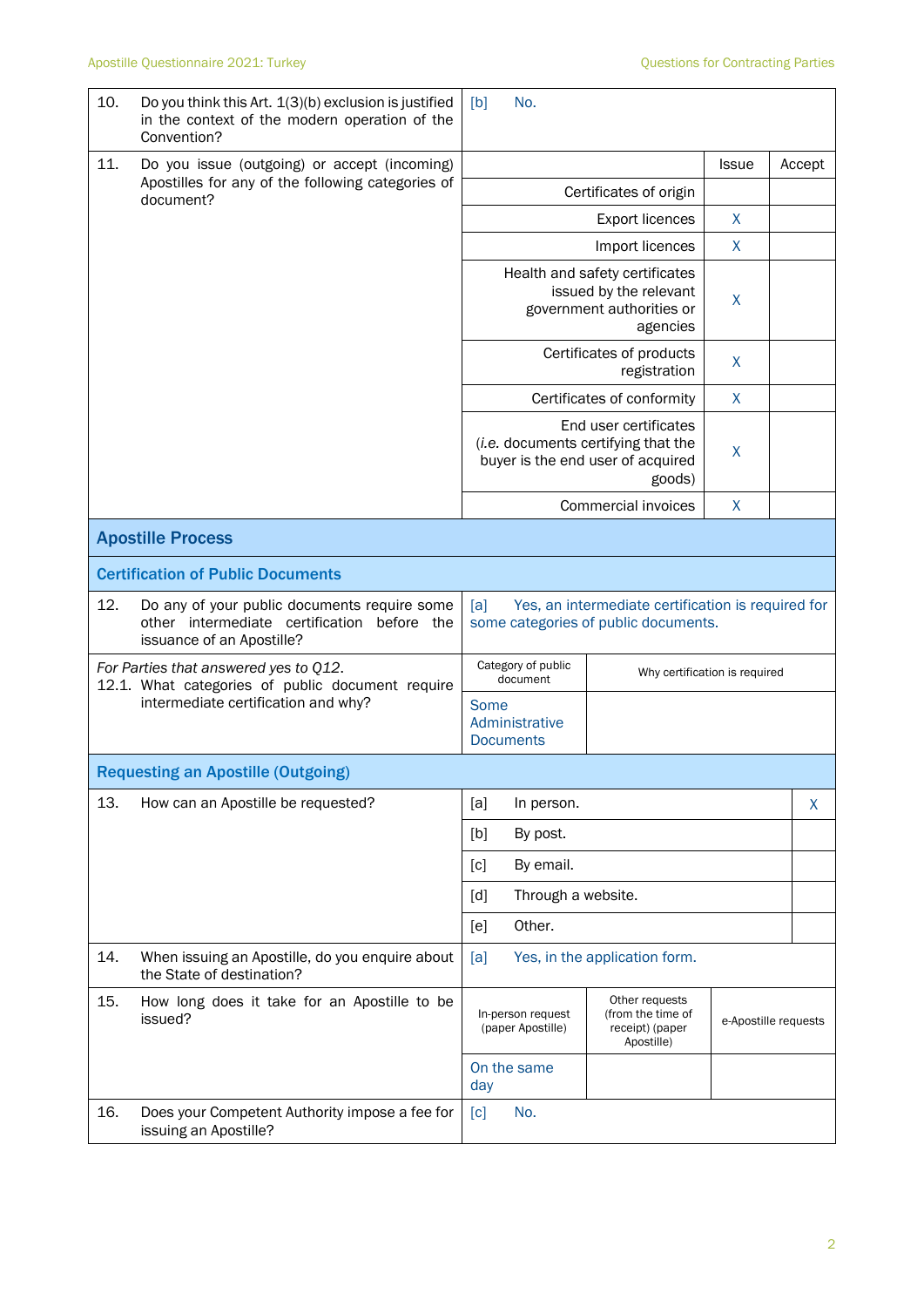| | | |
|---|---|---|
| 10. | Do you think this Art. 1(3)(b) exclusion is justified in the context of the modern operation of the Convention? | [b] No. |

| 11. Do you issue (outgoing) or accept (incoming) Apostilles for any of the following categories of document? | | Issue | Accept |
|---|---|---|---|
| | Certificates of origin | | |
| | Export licences | X | |
| | Import licences | X | |
| | Health and safety certificates issued by the relevant government authorities or agencies | X | |
| | Certificates of products registration | X | |
| | Certificates of conformity | X | |
| | End user certificates (*i.e.* documents certifying that the buyer is the end user of acquired goods) | X | |
| | Commercial invoices | X | |

## Apostille Process

### Certification of Public Documents

| | | |
|---|---|---|
| 12. | Do any of your public documents require some other intermediate certification before the issuance of an Apostille? | [a] Yes, an intermediate certification is required for some categories of public documents. |

| *For Parties that answered yes to Q12.* 12.1. What categories of public document require intermediate certification and why? | Category of public document | Why certification is required |
|---|---|---|
| | Some Administrative Documents | |

### Requesting an Apostille (Outgoing)

| 13. How can an Apostille be requested? | | | |
|---|---|---|---|
| | [a] | In person. | X |
| | [b] | By post. | |
| | [c] | By email. | |
| | [d] | Through a website. | |
| | [e] | Other. | |

| | | |
|---|---|---|
| 14. | When issuing an Apostille, do you enquire about the State of destination? | [a] Yes, in the application form. |

| 15. How long does it take for an Apostille to be issued? | In-person request (paper Apostille) | Other requests (from the time of receipt) (paper Apostille) | e-Apostille requests |
|---|---|---|---|
| | On the same day | | |

| | | |
|---|---|---|
| 16. | Does your Competent Authority impose a fee for issuing an Apostille? | [c] No. |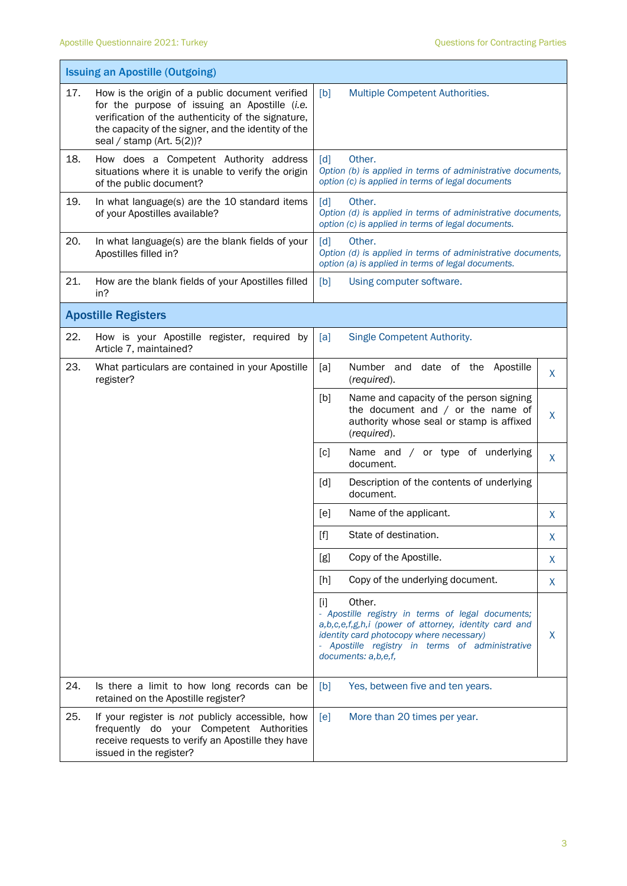| Issuing an Apostille (Outgoing) | | | |
|---|---|---|---|
| 17. | How is the origin of a public document verified for the purpose of issuing an Apostille (*i.e.* verification of the authenticity of the signature, the capacity of the signer, and the identity of the seal / stamp (Art. 5(2))? | [b] Multiple Competent Authorities. | |
| 18. | How does a Competent Authority address situations where it is unable to verify the origin of the public document? | [d] Other. *Option (b) is applied in terms of administrative documents, option (c) is applied in terms of legal documents* | |
| 19. | In what language(s) are the 10 standard items of your Apostilles available? | [d] Other. *Option (d) is applied in terms of administrative documents, option (c) is applied in terms of legal documents.* | |
| 20. | In what language(s) are the blank fields of your Apostilles filled in? | [d] Other. *Option (d) is applied in terms of administrative documents, option (a) is applied in terms of legal documents.* | |
| 21. | How are the blank fields of your Apostilles filled in? | [b] Using computer software. | |
| **Apostille Registers** | | | |
| 22. | How is your Apostille register, required by Article 7, maintained? | [a] Single Competent Authority. | |
| 23. | What particulars are contained in your Apostille register? | [a] Number and date of the Apostille (*required*). | X |
| | | [b] Name and capacity of the person signing the document and / or the name of authority whose seal or stamp is affixed (*required*). | X |
| | | [c] Name and / or type of underlying document. | X |
| | | [d] Description of the contents of underlying document. | |
| | | [e] Name of the applicant. | X |
| | | [f] State of destination. | X |
| | | [g] Copy of the Apostille. | X |
| | | [h] Copy of the underlying document. | X |
| | | [i] Other. *- Apostille registry in terms of legal documents; a,b,c,e,f,g,h,i (power of attorney, identity card and identity card photocopy where necessary) - Apostille registry in terms of administrative documents: a,b,e,f,* | X |
| 24. | Is there a limit to how long records can be retained on the Apostille register? | [b] Yes, between five and ten years. | |
| 25. | If your register is *not* publicly accessible, how frequently do your Competent Authorities receive requests to verify an Apostille they have issued in the register? | [e] More than 20 times per year. | |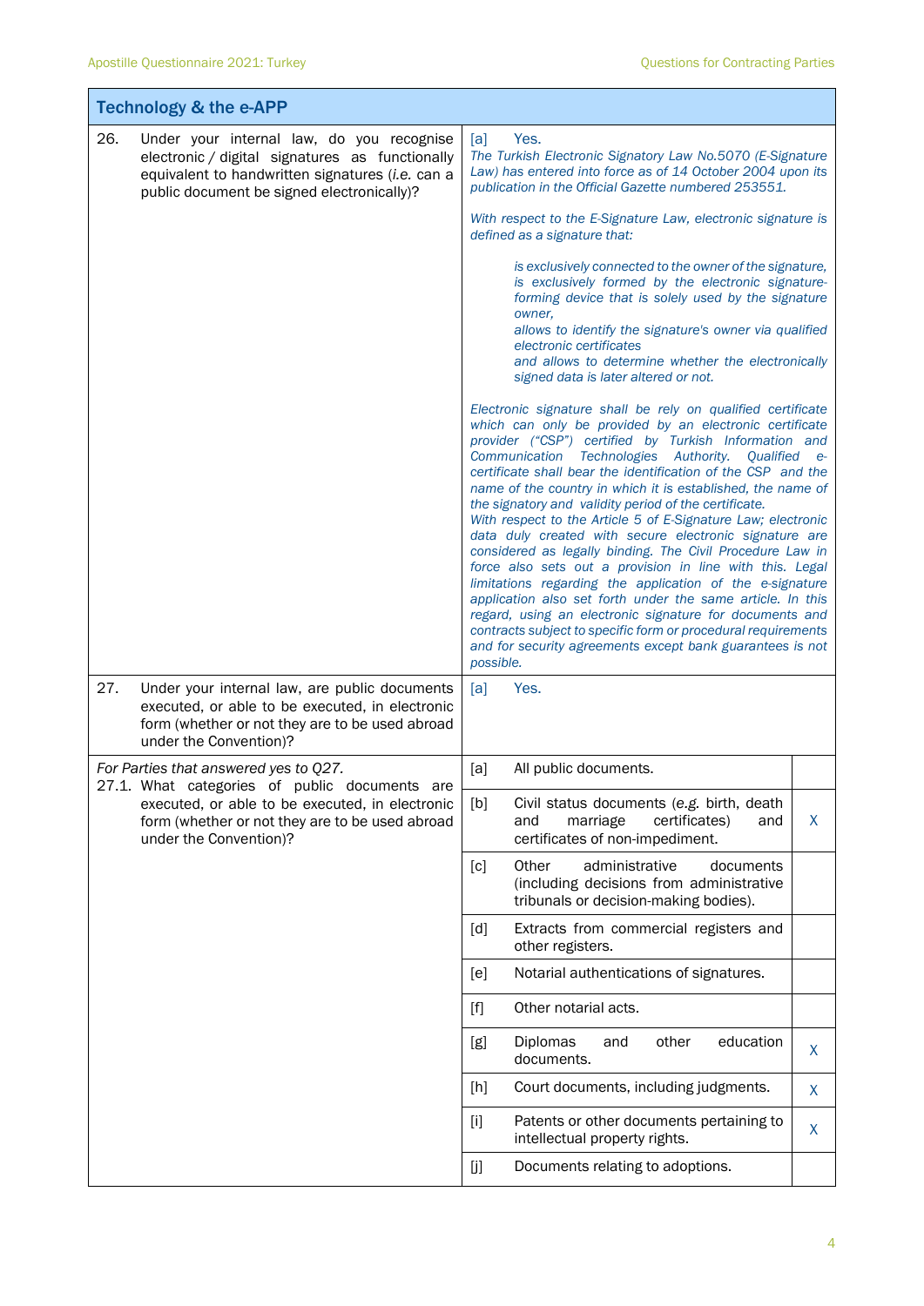## Technology & the e-APP

| | |
|---|---|
| 26. Under your internal law, do you recognise electronic / digital signatures as functionally equivalent to handwritten signatures (*i.e.* can a public document be signed electronically)? | [a] Yes. *The Turkish Electronic Signatory Law No.5070 (E-Signature Law) has entered into force as of 14 October 2004 upon its publication in the Official Gazette numbered 253551.* *With respect to the E-Signature Law, electronic signature is defined as a signature that:* *is exclusively connected to the owner of the signature, is exclusively formed by the electronic signature-forming device that is solely used by the signature owner, allows to identify the signature's owner via qualified electronic certificates and allows to determine whether the electronically signed data is later altered or not.* *Electronic signature shall be rely on qualified certificate which can only be provided by an electronic certificate provider ("CSP") certified by Turkish Information and Communication Technologies Authority. Qualified e-certificate shall bear the identification of the CSP and the name of the country in which it is established, the name of the signatory and validity period of the certificate. With respect to the Article 5 of E-Signature Law; electronic data duly created with secure electronic signature are considered as legally binding. The Civil Procedure Law in force also sets out a provision in line with this. Legal limitations regarding the application of the e-signature application also set forth under the same article. In this regard, using an electronic signature for documents and contracts subject to specific form or procedural requirements and for security agreements except bank guarantees is not possible.* |
| 27. Under your internal law, are public documents executed, or able to be executed, in electronic form (whether or not they are to be used abroad under the Convention)? | [a] Yes. |

| *For Parties that answered yes to Q27.* 27.1. What categories of public documents are executed, or able to be executed, in electronic form (whether or not they are to be used abroad under the Convention)? | | | |
|---|---|---|---|
| | [a] | All public documents. | |
| | [b] | Civil status documents (e.g. birth, death and marriage certificates) and certificates of non-impediment. | X |
| | [c] | Other administrative documents (including decisions from administrative tribunals or decision-making bodies). | |
| | [d] | Extracts from commercial registers and other registers. | |
| | [e] | Notarial authentications of signatures. | |
| | [f] | Other notarial acts. | |
| | [g] | Diplomas and other education documents. | X |
| | [h] | Court documents, including judgments. | X |
| | [i] | Patents or other documents pertaining to intellectual property rights. | X |
| | [j] | Documents relating to adoptions. | |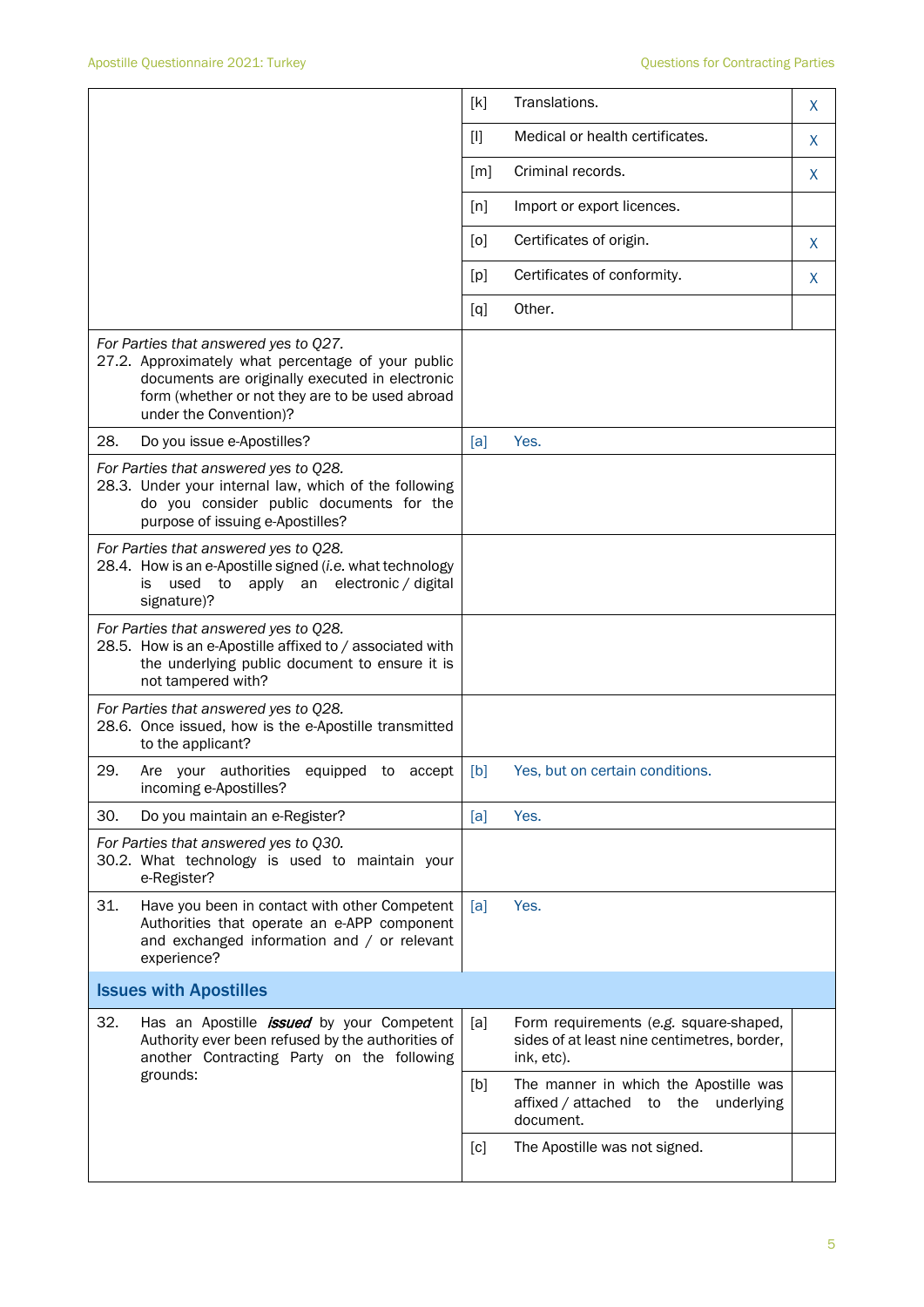| | | | |
|---|---|---|---|
| | [k] | Translations. | X |
| | [l] | Medical or health certificates. | X |
| | [m] | Criminal records. | X |
| | [n] | Import or export licences. | |
| | [o] | Certificates of origin. | X |
| | [p] | Certificates of conformity. | X |
| | [q] | Other. | |
| *For Parties that answered yes to Q27.* 27.2. Approximately what percentage of your public documents are originally executed in electronic form (whether or not they are to be used abroad under the Convention)? | | | |
| 28. Do you issue e-Apostilles? | [a] | Yes. | |
| *For Parties that answered yes to Q28.* 28.3. Under your internal law, which of the following do you consider public documents for the purpose of issuing e-Apostilles? | | | |
| *For Parties that answered yes to Q28.* 28.4. How is an e-Apostille signed (*i.e.* what technology is used to apply an electronic / digital signature)? | | | |
| *For Parties that answered yes to Q28.* 28.5. How is an e-Apostille affixed to / associated with the underlying public document to ensure it is not tampered with? | | | |
| *For Parties that answered yes to Q28.* 28.6. Once issued, how is the e-Apostille transmitted to the applicant? | | | |
| 29. Are your authorities equipped to accept incoming e-Apostilles? | [b] | Yes, but on certain conditions. | |
| 30. Do you maintain an e-Register? | [a] | Yes. | |
| *For Parties that answered yes to Q30.* 30.2. What technology is used to maintain your e-Register? | | | |
| 31. Have you been in contact with other Competent Authorities that operate an e-APP component and exchanged information and / or relevant experience? | [a] | Yes. | |

## Issues with Apostilles

| | | | |
|---|---|---|---|
| 32. Has an Apostille ***issued*** by your Competent Authority ever been refused by the authorities of another Contracting Party on the following grounds: | [a] | Form requirements (*e.g.* square-shaped, sides of at least nine centimetres, border, ink, etc). | |
| | [b] | The manner in which the Apostille was affixed / attached to the underlying document. | |
| | [c] | The Apostille was not signed. | |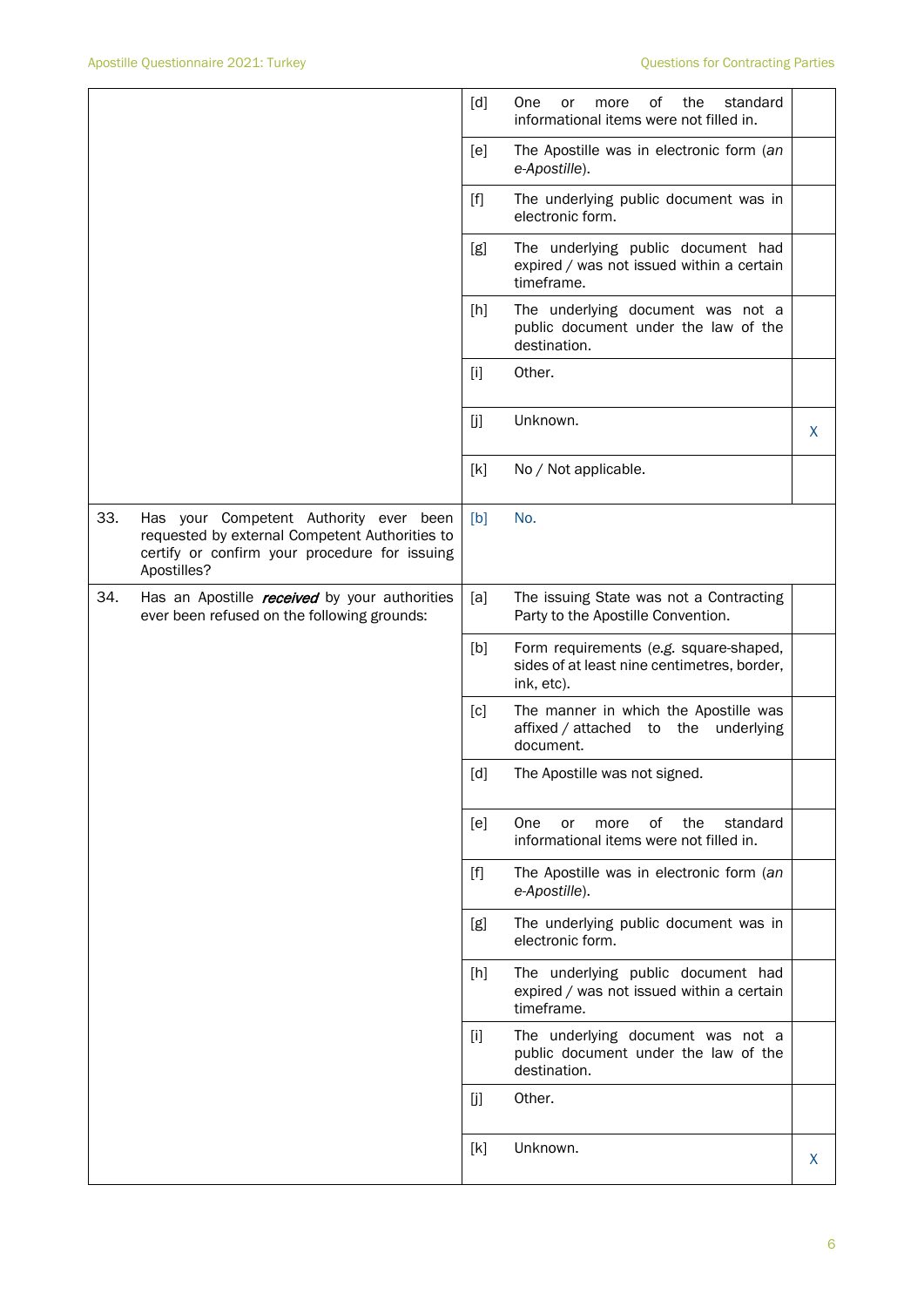| | | | |
|---|---|---|---|
| | [d] | One or more of the standard informational items were not filled in. | |
| | [e] | The Apostille was in electronic form (*an e-Apostille*). | |
| | [f] | The underlying public document was in electronic form. | |
| | [g] | The underlying public document had expired / was not issued within a certain timeframe. | |
| | [h] | The underlying document was not a public document under the law of the destination. | |
| | [i] | Other. | |
| | [j] | Unknown. | X |
| | [k] | No / Not applicable. | |
| 33. Has your Competent Authority ever been requested by external Competent Authorities to certify or confirm your procedure for issuing Apostilles? | [b] | No. | |
| 34. Has an Apostille ***received*** by your authorities ever been refused on the following grounds: | [a] | The issuing State was not a Contracting Party to the Apostille Convention. | |
| | [b] | Form requirements (*e.g.* square-shaped, sides of at least nine centimetres, border, ink, etc). | |
| | [c] | The manner in which the Apostille was affixed / attached to the underlying document. | |
| | [d] | The Apostille was not signed. | |
| | [e] | One or more of the standard informational items were not filled in. | |
| | [f] | The Apostille was in electronic form (*an e-Apostille*). | |
| | [g] | The underlying public document was in electronic form. | |
| | [h] | The underlying public document had expired / was not issued within a certain timeframe. | |
| | [i] | The underlying document was not a public document under the law of the destination. | |
| | [j] | Other. | |
| | [k] | Unknown. | X |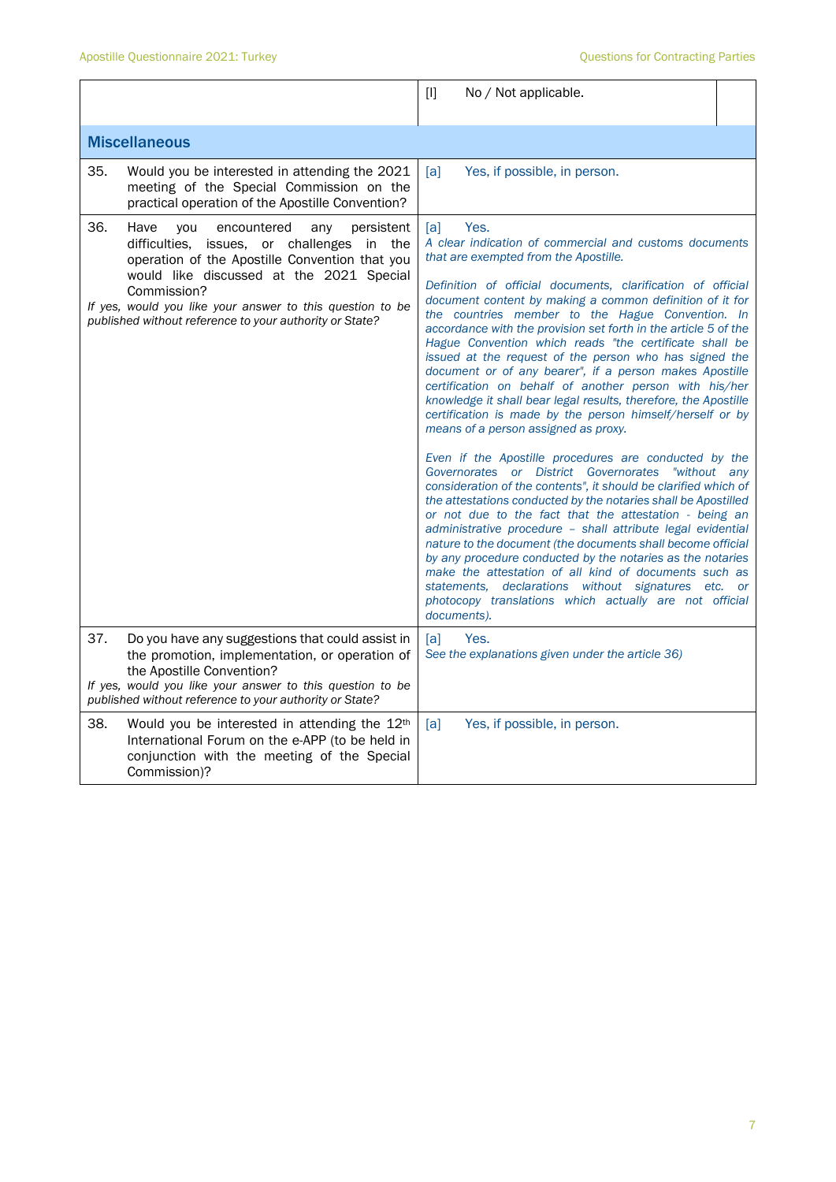| | |
|---|---|
| | [l] No / Not applicable. |
| **Miscellaneous** | |
| 35. Would you be interested in attending the 2021 meeting of the Special Commission on the practical operation of the Apostille Convention? | [a] Yes, if possible, in person. |
| 36. Have you encountered any persistent difficulties, issues, or challenges in the operation of the Apostille Convention that you would like discussed at the 2021 Special Commission?<br>*If yes, would you like your answer to this question to be published without reference to your authority or State?* | [a] Yes.<br>*A clear indication of commercial and customs documents that are exempted from the Apostille.*<br><br>*Definition of official documents, clarification of official document content by making a common definition of it for the countries member to the Hague Convention. In accordance with the provision set forth in the article 5 of the Hague Convention which reads "the certificate shall be issued at the request of the person who has signed the document or of any bearer", if a person makes Apostille certification on behalf of another person with his/her knowledge it shall bear legal results, therefore, the Apostille certification is made by the person himself/herself or by means of a person assigned as proxy.*<br><br>*Even if the Apostille procedures are conducted by the Governorates or District Governorates "without any consideration of the contents", it should be clarified which of the attestations conducted by the notaries shall be Apostilled or not due to the fact that the attestation - being an administrative procedure – shall attribute legal evidential nature to the document (the documents shall become official by any procedure conducted by the notaries as the notaries make the attestation of all kind of documents such as statements, declarations without signatures etc. or photocopy translations which actually are not official documents).* |
| 37. Do you have any suggestions that could assist in the promotion, implementation, or operation of the Apostille Convention?<br>*If yes, would you like your answer to this question to be published without reference to your authority or State?* | [a] Yes.<br>*See the explanations given under the article 36)* |
| 38. Would you be interested in attending the 12th International Forum on the e-APP (to be held in conjunction with the meeting of the Special Commission)? | [a] Yes, if possible, in person. |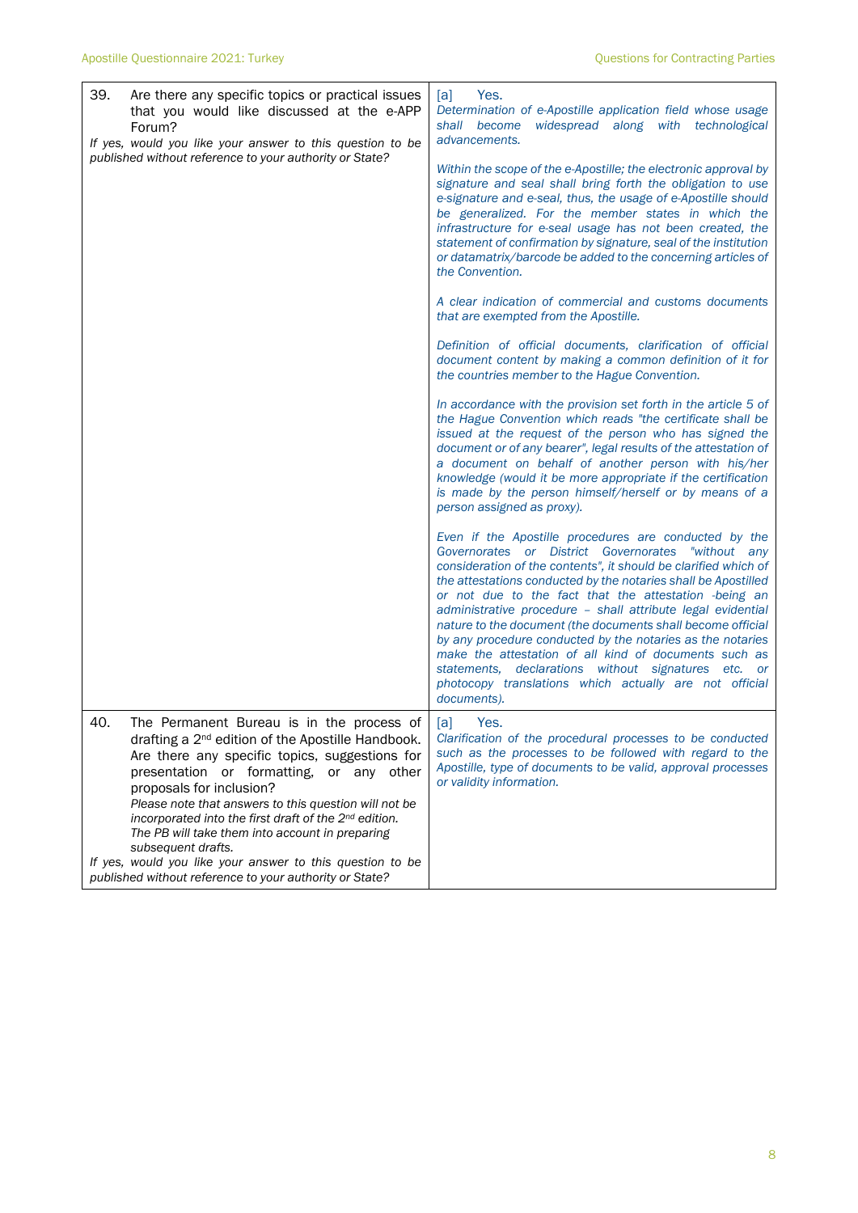| | |
|---|---|
| 39. Are there any specific topics or practical issues that you would like discussed at the e-APP Forum?<br>*If yes, would you like your answer to this question to be published without reference to your authority or State?* | [a] Yes.<br>*Determination of e-Apostille application field whose usage shall become widespread along with technological advancements.*<br><br>*Within the scope of the e-Apostille; the electronic approval by signature and seal shall bring forth the obligation to use e-signature and e-seal, thus, the usage of e-Apostille should be generalized. For the member states in which the infrastructure for e-seal usage has not been created, the statement of confirmation by signature, seal of the institution or datamatrix/barcode be added to the concerning articles of the Convention.*<br><br>*A clear indication of commercial and customs documents that are exempted from the Apostille.*<br><br>*Definition of official documents, clarification of official document content by making a common definition of it for the countries member to the Hague Convention.*<br><br>*In accordance with the provision set forth in the article 5 of the Hague Convention which reads "the certificate shall be issued at the request of the person who has signed the document or of any bearer", legal results of the attestation of a document on behalf of another person with his/her knowledge (would it be more appropriate if the certification is made by the person himself/herself or by means of a person assigned as proxy).*<br><br>*Even if the Apostille procedures are conducted by the Governorates or District Governorates "without any consideration of the contents", it should be clarified which of the attestations conducted by the notaries shall be Apostilled or not due to the fact that the attestation -being an administrative procedure – shall attribute legal evidential nature to the document (the documents shall become official by any procedure conducted by the notaries as the notaries make the attestation of all kind of documents such as statements, declarations without signatures etc. or photocopy translations which actually are not official documents).* |
| 40. The Permanent Bureau is in the process of drafting a 2nd edition of the Apostille Handbook. Are there any specific topics, suggestions for presentation or formatting, or any other proposals for inclusion?<br>*Please note that answers to this question will not be incorporated into the first draft of the 2nd edition. The PB will take them into account in preparing subsequent drafts.*<br>*If yes, would you like your answer to this question to be published without reference to your authority or State?* | [a] Yes.<br>*Clarification of the procedural processes to be conducted such as the processes to be followed with regard to the Apostille, type of documents to be valid, approval processes or validity information.* |